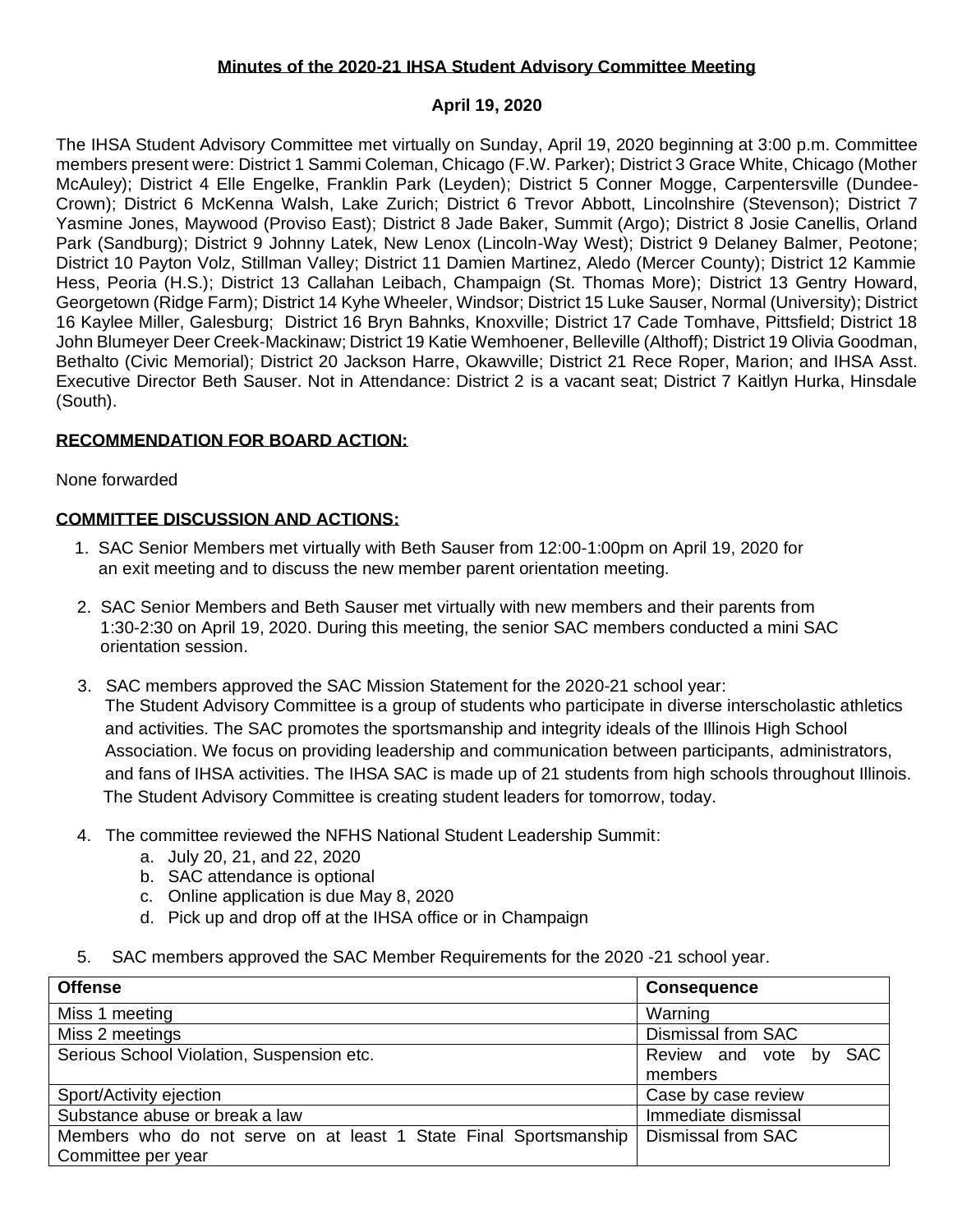**Minutes of the 2020-21 IHSA Student Advisory Committee Meeting**

**April 19, 2020**

The IHSA Student Advisory Committee met virtually on Sunday, April 19, 2020 beginning at 3:00 p.m. Committee members present were: District 1 Sammi Coleman, Chicago (F.W. Parker); District 3 Grace White, Chicago (Mother McAuley); District 4 Elle Engelke, Franklin Park (Leyden); District 5 Conner Mogge, Carpentersville (Dundee-Crown); District 6 McKenna Walsh, Lake Zurich; District 6 Trevor Abbott, Lincolnshire (Stevenson); District 7 Yasmine Jones, Maywood (Proviso East); District 8 Jade Baker, Summit (Argo); District 8 Josie Canellis, Orland Park (Sandburg); District 9 Johnny Latek, New Lenox (Lincoln-Way West); District 9 Delaney Balmer, Peotone; District 10 Payton Volz, Stillman Valley; District 11 Damien Martinez, Aledo (Mercer County); District 12 Kammie Hess, Peoria (H.S.); District 13 Callahan Leibach, Champaign (St. Thomas More); District 13 Gentry Howard, Georgetown (Ridge Farm); District 14 Kyhe Wheeler, Windsor; District 15 Luke Sauser, Normal (University); District 16 Kaylee Miller, Galesburg; District 16 Bryn Bahnks, Knoxville; District 17 Cade Tomhave, Pittsfield; District 18 John Blumeyer Deer Creek-Mackinaw; District 19 Katie Wemhoener, Belleville (Althoff); District 19 Olivia Goodman, Bethalto (Civic Memorial); District 20 Jackson Harre, Okawville; District 21 Rece Roper, Marion; and IHSA Asst. Executive Director Beth Sauser. Not in Attendance: District 2 is a vacant seat; District 7 Kaitlyn Hurka, Hinsdale (South).

**RECOMMENDATION FOR BOARD ACTION:**

None forwarded

**COMMITTEE DISCUSSION AND ACTIONS:**

1. SAC Senior Members met virtually with Beth Sauser from 12:00-1:00pm on April 19, 2020 for an exit meeting and to discuss the new member parent orientation meeting.

2. SAC Senior Members and Beth Sauser met virtually with new members and their parents from 1:30-2:30 on April 19, 2020. During this meeting, the senior SAC members conducted a mini SAC orientation session.

3. SAC members approved the SAC Mission Statement for the 2020-21 school year:
   The Student Advisory Committee is a group of students who participate in diverse interscholastic athletics and activities. The SAC promotes the sportsmanship and integrity ideals of the Illinois High School Association. We focus on providing leadership and communication between participants, administrators, and fans of IHSA activities. The IHSA SAC is made up of 21 students from high schools throughout Illinois. The Student Advisory Committee is creating student leaders for tomorrow, today.

4. The committee reviewed the NFHS National Student Leadership Summit:
   a. July 20, 21, and 22, 2020
   b. SAC attendance is optional
   c. Online application is due May 8, 2020
   d. Pick up and drop off at the IHSA office or in Champaign

5. SAC members approved the SAC Member Requirements for the 2020 -21 school year.

| Offense | Consequence |
|---|---|
| Miss 1 meeting | Warning |
| Miss 2 meetings | Dismissal from SAC |
| Serious School Violation, Suspension etc. | Review and vote by SAC members |
| Sport/Activity ejection | Case by case review |
| Substance abuse or break a law | Immediate dismissal |
| Members who do not serve on at least 1 State Final Sportsmanship Committee per year | Dismissal from SAC |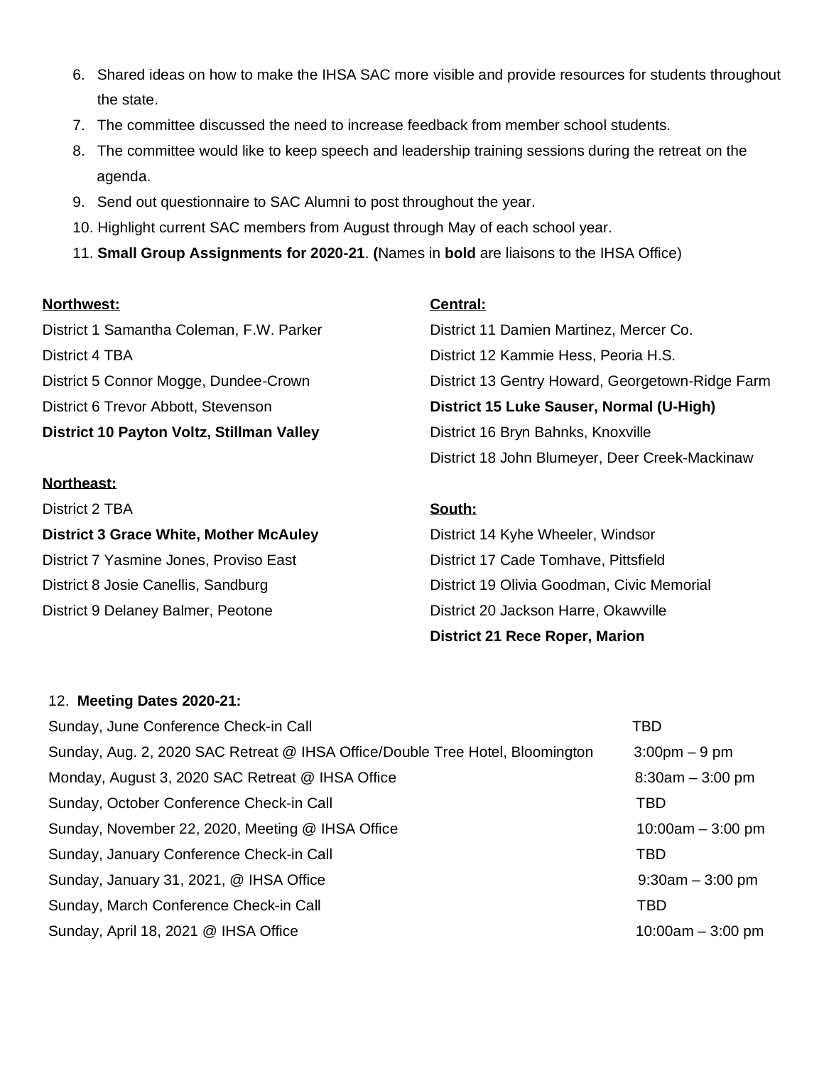6. Shared ideas on how to make the IHSA SAC more visible and provide resources for students throughout the state.
7. The committee discussed the need to increase feedback from member school students.
8. The committee would like to keep speech and leadership training sessions during the retreat on the agenda.
9. Send out questionnaire to SAC Alumni to post throughout the year.
10. Highlight current SAC members from August through May of each school year.
11. **Small Group Assignments for 2020-21**. **(**Names in **bold** are liaisons to the IHSA Office)

**<u>Northwest:</u>**

District 1 Samantha Coleman, F.W. Parker
District 4 TBA
District 5 Connor Mogge, Dundee-Crown
District 6 Trevor Abbott, Stevenson
**District 10 Payton Voltz, Stillman Valley**

**<u>Northeast:</u>**

District 2 TBA
**District 3 Grace White, Mother McAuley**
District 7 Yasmine Jones, Proviso East
District 8 Josie Canellis, Sandburg
District 9 Delaney Balmer, Peotone

**<u>Central:</u>**

District 11 Damien Martinez, Mercer Co.
District 12 Kammie Hess, Peoria H.S.
District 13 Gentry Howard, Georgetown-Ridge Farm
**District 15 Luke Sauser, Normal (U-High)**
District 16 Bryn Bahnks, Knoxville
District 18 John Blumeyer, Deer Creek-Mackinaw

**<u>South:</u>**

District 14 Kyhe Wheeler, Windsor
District 17 Cade Tomhave, Pittsfield
District 19 Olivia Goodman, Civic Memorial
District 20 Jackson Harre, Okawville
**District 21 Rece Roper, Marion**

12. **Meeting Dates 2020-21:**

| | |
|---|---|
| Sunday, June Conference Check-in Call | TBD |
| Sunday, Aug. 2, 2020 SAC Retreat @ IHSA Office/Double Tree Hotel, Bloomington | 3:00pm – 9 pm |
| Monday, August 3, 2020 SAC Retreat @ IHSA Office | 8:30am – 3:00 pm |
| Sunday, October Conference Check-in Call | TBD |
| Sunday, November 22, 2020, Meeting @ IHSA Office | 10:00am – 3:00 pm |
| Sunday, January Conference Check-in Call | TBD |
| Sunday, January 31, 2021, @ IHSA Office | 9:30am – 3:00 pm |
| Sunday, March Conference Check-in Call | TBD |
| Sunday, April 18, 2021 @ IHSA Office | 10:00am – 3:00 pm |